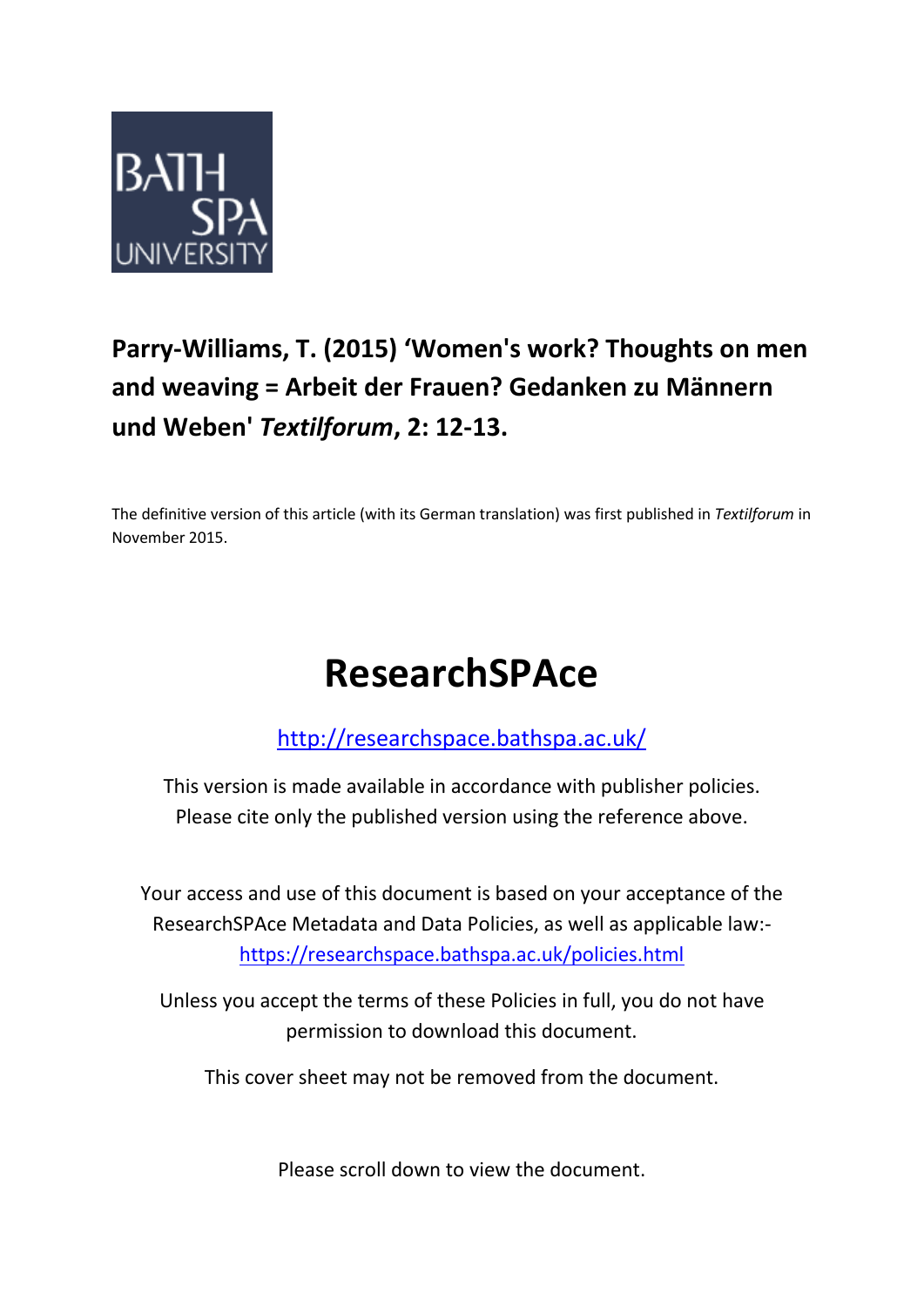BATH SPA UNIVERSITY

**Parry-Williams, T. (2015) 'Women's work? Thoughts on men and weaving = Arbeit der Frauen? Gedanken zu Männern und Weben' *Textilforum*, 2: 12-13.**

The definitive version of this article (with its German translation) was first published in *Textilforum* in November 2015.

# ResearchSPAce

http://researchspace.bathspa.ac.uk/

This version is made available in accordance with publisher policies.
Please cite only the published version using the reference above.

Your access and use of this document is based on your acceptance of the ResearchSPAce Metadata and Data Policies, as well as applicable law:-
https://researchspace.bathspa.ac.uk/policies.html

Unless you accept the terms of these Policies in full, you do not have permission to download this document.

This cover sheet may not be removed from the document.

Please scroll down to view the document.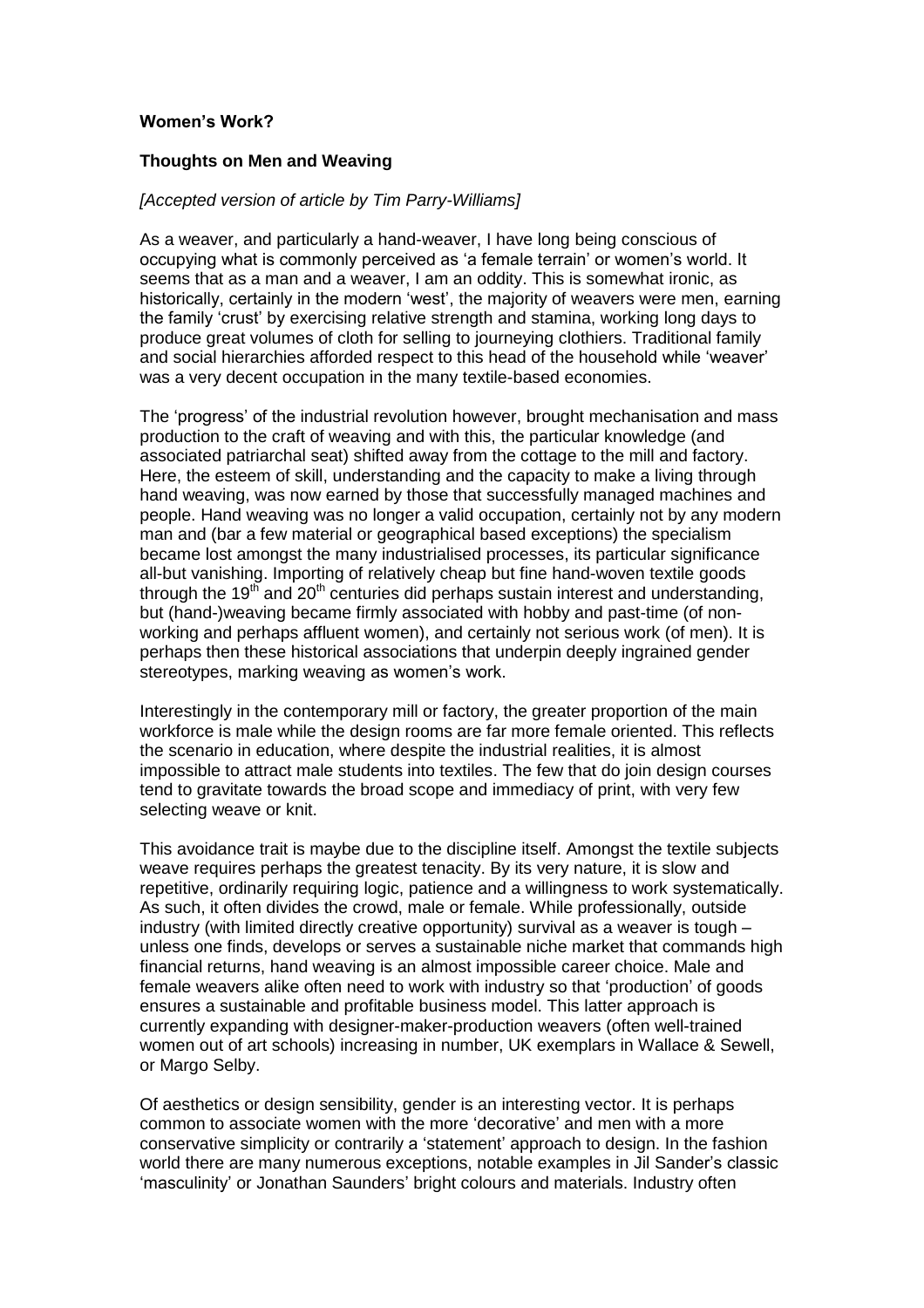**Women's Work?**

**Thoughts on Men and Weaving**

*[Accepted version of article by Tim Parry-Williams]*

As a weaver, and particularly a hand-weaver, I have long being conscious of occupying what is commonly perceived as 'a female terrain' or women's world. It seems that as a man and a weaver, I am an oddity. This is somewhat ironic, as historically, certainly in the modern 'west', the majority of weavers were men, earning the family 'crust' by exercising relative strength and stamina, working long days to produce great volumes of cloth for selling to journeying clothiers. Traditional family and social hierarchies afforded respect to this head of the household while 'weaver' was a very decent occupation in the many textile-based economies.

The 'progress' of the industrial revolution however, brought mechanisation and mass production to the craft of weaving and with this, the particular knowledge (and associated patriarchal seat) shifted away from the cottage to the mill and factory. Here, the esteem of skill, understanding and the capacity to make a living through hand weaving, was now earned by those that successfully managed machines and people. Hand weaving was no longer a valid occupation, certainly not by any modern man and (bar a few material or geographical based exceptions) the specialism became lost amongst the many industrialised processes, its particular significance all-but vanishing. Importing of relatively cheap but fine hand-woven textile goods through the 19th and 20th centuries did perhaps sustain interest and understanding, but (hand-)weaving became firmly associated with hobby and past-time (of non-working and perhaps affluent women), and certainly not serious work (of men). It is perhaps then these historical associations that underpin deeply ingrained gender stereotypes, marking weaving as women's work.

Interestingly in the contemporary mill or factory, the greater proportion of the main workforce is male while the design rooms are far more female oriented. This reflects the scenario in education, where despite the industrial realities, it is almost impossible to attract male students into textiles. The few that do join design courses tend to gravitate towards the broad scope and immediacy of print, with very few selecting weave or knit.

This avoidance trait is maybe due to the discipline itself. Amongst the textile subjects weave requires perhaps the greatest tenacity. By its very nature, it is slow and repetitive, ordinarily requiring logic, patience and a willingness to work systematically. As such, it often divides the crowd, male or female. While professionally, outside industry (with limited directly creative opportunity) survival as a weaver is tough – unless one finds, develops or serves a sustainable niche market that commands high financial returns, hand weaving is an almost impossible career choice. Male and female weavers alike often need to work with industry so that 'production' of goods ensures a sustainable and profitable business model. This latter approach is currently expanding with designer-maker-production weavers (often well-trained women out of art schools) increasing in number, UK exemplars in Wallace & Sewell, or Margo Selby.

Of aesthetics or design sensibility, gender is an interesting vector. It is perhaps common to associate women with the more 'decorative' and men with a more conservative simplicity or contrarily a 'statement' approach to design. In the fashion world there are many numerous exceptions, notable examples in Jil Sander's classic 'masculinity' or Jonathan Saunders' bright colours and materials. Industry often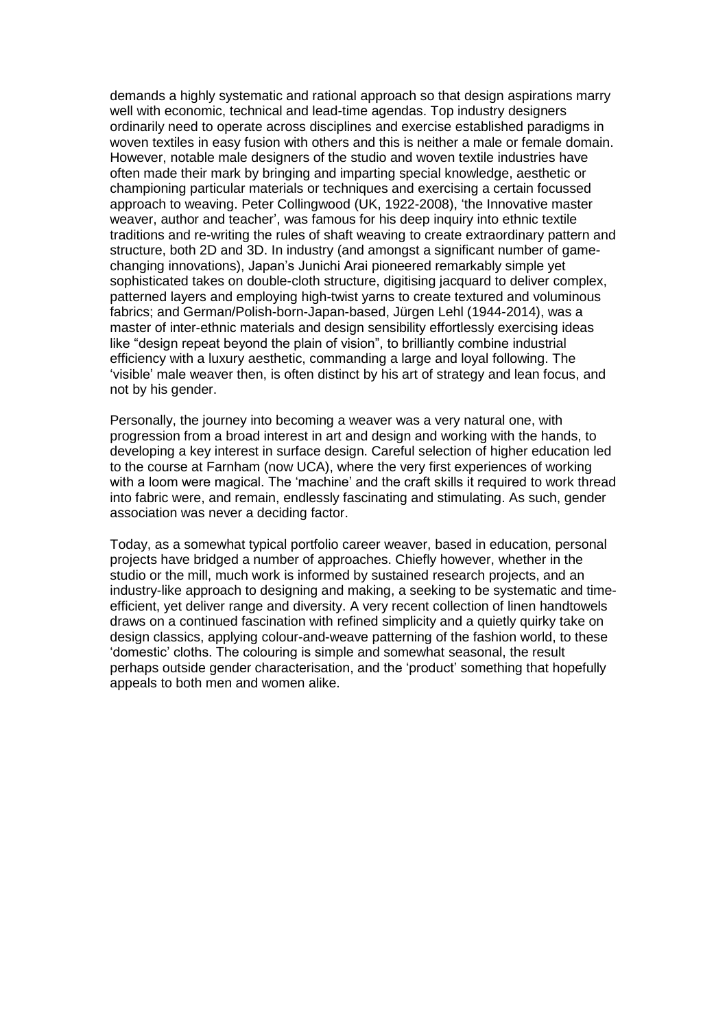demands a highly systematic and rational approach so that design aspirations marry well with economic, technical and lead-time agendas. Top industry designers ordinarily need to operate across disciplines and exercise established paradigms in woven textiles in easy fusion with others and this is neither a male or female domain. However, notable male designers of the studio and woven textile industries have often made their mark by bringing and imparting special knowledge, aesthetic or championing particular materials or techniques and exercising a certain focussed approach to weaving. Peter Collingwood (UK, 1922-2008), 'the Innovative master weaver, author and teacher', was famous for his deep inquiry into ethnic textile traditions and re-writing the rules of shaft weaving to create extraordinary pattern and structure, both 2D and 3D. In industry (and amongst a significant number of game-changing innovations), Japan's Junichi Arai pioneered remarkably simple yet sophisticated takes on double-cloth structure, digitising jacquard to deliver complex, patterned layers and employing high-twist yarns to create textured and voluminous fabrics; and German/Polish-born-Japan-based, Jürgen Lehl (1944-2014), was a master of inter-ethnic materials and design sensibility effortlessly exercising ideas like "design repeat beyond the plain of vision", to brilliantly combine industrial efficiency with a luxury aesthetic, commanding a large and loyal following. The 'visible' male weaver then, is often distinct by his art of strategy and lean focus, and not by his gender.

Personally, the journey into becoming a weaver was a very natural one, with progression from a broad interest in art and design and working with the hands, to developing a key interest in surface design. Careful selection of higher education led to the course at Farnham (now UCA), where the very first experiences of working with a loom were magical. The 'machine' and the craft skills it required to work thread into fabric were, and remain, endlessly fascinating and stimulating. As such, gender association was never a deciding factor.

Today, as a somewhat typical portfolio career weaver, based in education, personal projects have bridged a number of approaches. Chiefly however, whether in the studio or the mill, much work is informed by sustained research projects, and an industry-like approach to designing and making, a seeking to be systematic and time-efficient, yet deliver range and diversity. A very recent collection of linen handtowels draws on a continued fascination with refined simplicity and a quietly quirky take on design classics, applying colour-and-weave patterning of the fashion world, to these 'domestic' cloths. The colouring is simple and somewhat seasonal, the result perhaps outside gender characterisation, and the 'product' something that hopefully appeals to both men and women alike.